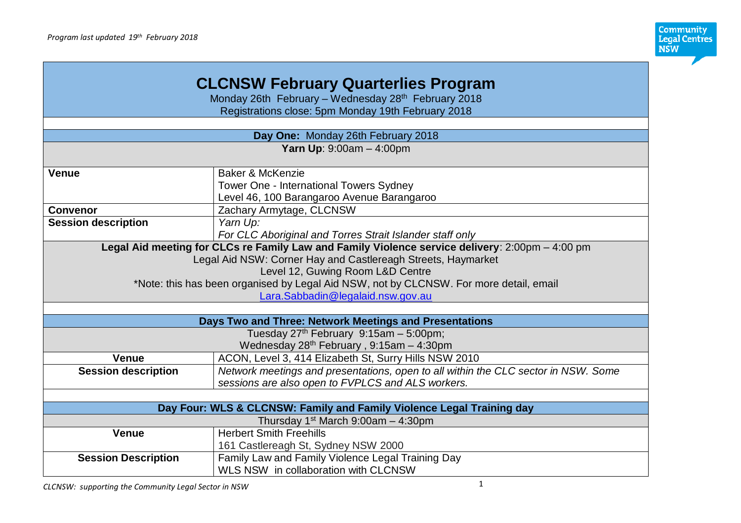*Program last updated 19th February 2018*

# CLCNSW February Quarterlies Program

Monday 26th February – Wednesday 28th February 2018

Registrations close: 5pm Monday 19th February 2018

## Day One: Monday 26th February 2018

**Yarn Up**: 9:00am – 4:00pm

| | |
|---|---|
| **Venue** | Baker & McKenzie<br>Tower One - International Towers Sydney<br>Level 46, 100 Barangaroo Avenue Barangaroo |
| **Convenor** | Zachary Armytage, CLCNSW |
| **Session description** | *Yarn Up:*<br>*For CLC Aboriginal and Torres Strait Islander staff only* |

**Legal Aid meeting for CLCs re Family Law and Family Violence service delivery**: 2:00pm – 4:00 pm

Legal Aid NSW: Corner Hay and Castlereagh Streets, Haymarket

Level 12, Guwing Room L&D Centre

*Note: this has been organised by Legal Aid NSW, not by CLCNSW. For more detail, email Lara.Sabbadin@legalaid.nsw.gov.au

## Days Two and Three: Network Meetings and Presentations

Tuesday 27th February 9:15am – 5:00pm;

Wednesday 28th February , 9:15am – 4:30pm

| | |
|---|---|
| **Venue** | ACON, Level 3, 414 Elizabeth St, Surry Hills NSW 2010 |
| **Session description** | *Network meetings and presentations, open to all within the CLC sector in NSW. Some sessions are also open to FVPLCS and ALS workers.* |

## Day Four: WLS & CLCNSW: Family and Family Violence Legal Training day

Thursday 1st March 9:00am – 4:30pm

| | |
|---|---|
| **Venue** | Herbert Smith Freehills<br>161 Castlereagh St, Sydney NSW 2000 |
| **Session Description** | Family Law and Family Violence Legal Training Day<br>WLS NSW in collaboration with CLCNSW |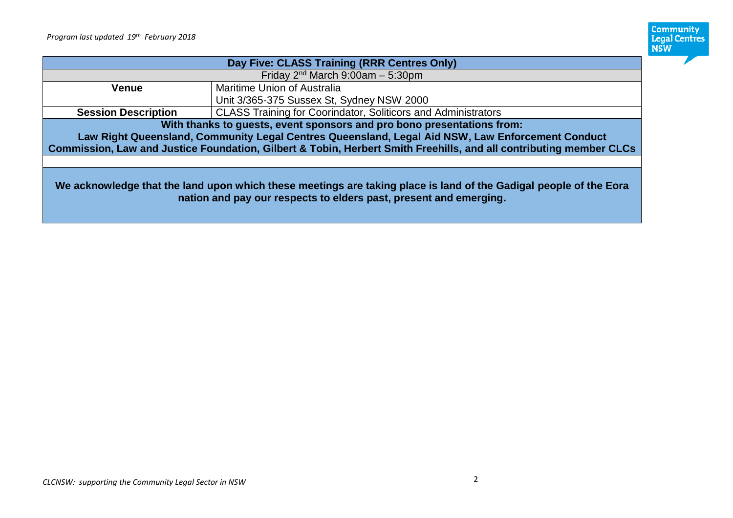| Day Five: CLASS Training (RRR Centres Only) | |
|---|---|
| Friday 2nd March 9:00am – 5:30pm | |
| **Venue** | Maritime Union of Australia<br>Unit 3/365-375 Sussex St, Sydney NSW 2000 |
| **Session Description** | CLASS Training for Coorindator, Soliticors and Administrators |
| **With thanks to guests, event sponsors and pro bono presentations from: Law Right Queensland, Community Legal Centres Queensland, Legal Aid NSW, Law Enforcement Conduct Commission, Law and Justice Foundation, Gilbert & Tobin, Herbert Smith Freehills, and all contributing member CLCs** | |
| | |
| **We acknowledge that the land upon which these meetings are taking place is land of the Gadigal people of the Eora nation and pay our respects to elders past, present and emerging.** | |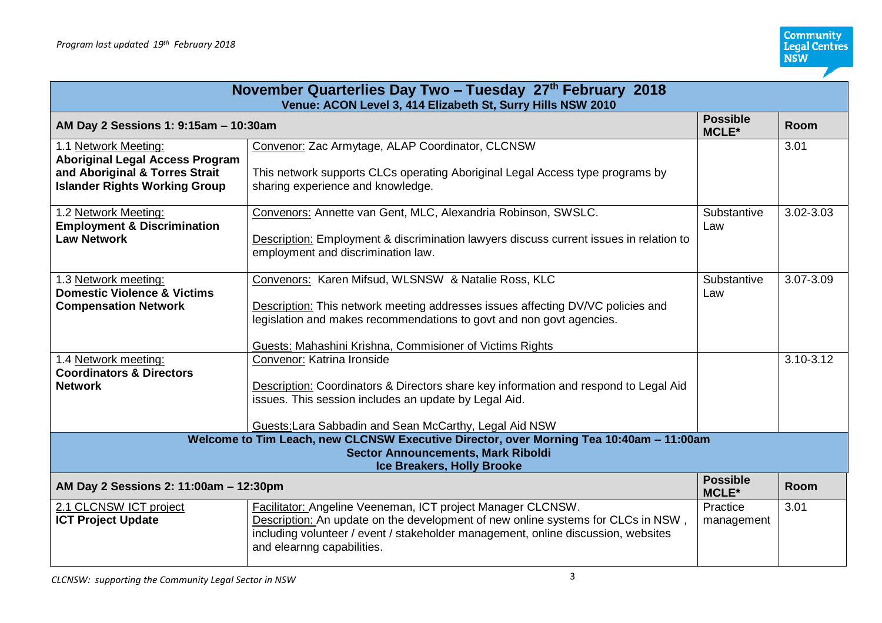*Program last updated 19th February 2018*

| November Quarterlies Day Two – Tuesday 27th February 2018<br>Venue: ACON Level 3, 414 Elizabeth St, Surry Hills NSW 2010 | | | |
|---|---|---|---|
| **AM Day 2 Sessions 1: 9:15am – 10:30am** | | **Possible MCLE*** | **Room** |
| 1.1 Network Meeting:<br>**Aboriginal Legal Access Program and Aboriginal & Torres Strait Islander Rights Working Group** | Convenor: Zac Armytage, ALAP Coordinator, CLCNSW<br><br>This network supports CLCs operating Aboriginal Legal Access type programs by sharing experience and knowledge. | | 3.01 |
| 1.2 Network Meeting:<br>**Employment & Discrimination Law Network** | Convenors: Annette van Gent, MLC, Alexandria Robinson, SWSLC.<br><br>Description: Employment & discrimination lawyers discuss current issues in relation to employment and discrimination law. | Substantive Law | 3.02-3.03 |
| 1.3 Network meeting:<br>**Domestic Violence & Victims Compensation Network** | Convenors: Karen Mifsud, WLSNSW & Natalie Ross, KLC<br><br>Description: This network meeting addresses issues affecting DV/VC policies and legislation and makes recommendations to govt and non govt agencies.<br><br>Guests: Mahashini Krishna, Commisioner of Victims Rights | Substantive Law | 3.07-3.09 |
| 1.4 Network meeting:<br>**Coordinators & Directors Network** | Convenor: Katrina Ironside<br><br>Description: Coordinators & Directors share key information and respond to Legal Aid issues. This session includes an update by Legal Aid.<br><br>Guests:Lara Sabbadin and Sean McCarthy, Legal Aid NSW | | 3.10-3.12 |
| **Welcome to Tim Leach, new CLCNSW Executive Director, over Morning Tea 10:40am – 11:00am<br>Sector Announcements, Mark Riboldi<br>Ice Breakers, Holly Brooke** | | | |
| **AM Day 2 Sessions 2: 11:00am – 12:30pm** | | **Possible MCLE*** | **Room** |
| 2.1 CLCNSW ICT project<br>**ICT Project Update** | Facilitator: Angeline Veeneman, ICT project Manager CLCNSW.<br>Description: An update on the development of new online systems for CLCs in NSW , including volunteer / event / stakeholder management, online discussion, websites and elearnng capabilities. | Practice management | 3.01 |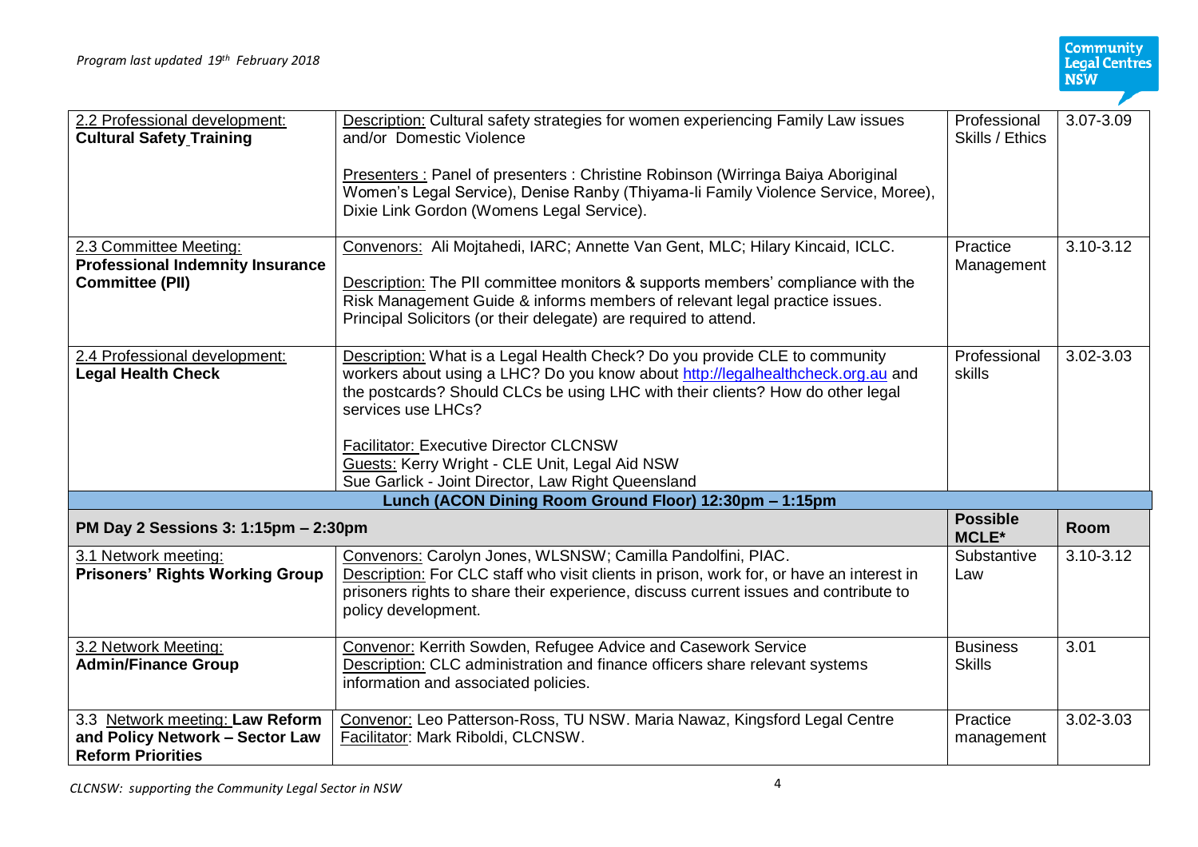| | | | |
|---|---|---|---|
| 2.2 Professional development: **Cultural Safety Training** | Description: Cultural safety strategies for women experiencing Family Law issues and/or Domestic Violence<br><br>Presenters : Panel of presenters : Christine Robinson (Wirringa Baiya Aboriginal Women's Legal Service), Denise Ranby (Thiyama-li Family Violence Service, Moree), Dixie Link Gordon (Womens Legal Service). | Professional Skills / Ethics | 3.07-3.09 |
| 2.3 Committee Meeting: **Professional Indemnity Insurance Committee (PII)** | Convenors: Ali Mojtahedi, IARC; Annette Van Gent, MLC; Hilary Kincaid, ICLC.<br><br>Description: The PII committee monitors & supports members' compliance with the Risk Management Guide & informs members of relevant legal practice issues. Principal Solicitors (or their delegate) are required to attend. | Practice Management | 3.10-3.12 |
| 2.4 Professional development: **Legal Health Check** | Description: What is a Legal Health Check? Do you provide CLE to community workers about using a LHC? Do you know about http://legalhealthcheck.org.au and the postcards? Should CLCs be using LHC with their clients? How do other legal services use LHCs?<br><br>Facilitator: Executive Director CLCNSW<br>Guests: Kerry Wright - CLE Unit, Legal Aid NSW<br>Sue Garlick - Joint Director, Law Right Queensland | Professional skills | 3.02-3.03 |
| **Lunch (ACON Dining Room Ground Floor) 12:30pm – 1:15pm** | | | |
| **PM Day 2 Sessions 3: 1:15pm – 2:30pm** | | **Possible MCLE*** | **Room** |
| 3.1 Network meeting: **Prisoners' Rights Working Group** | Convenors: Carolyn Jones, WLSNSW; Camilla Pandolfini, PIAC.<br>Description: For CLC staff who visit clients in prison, work for, or have an interest in prisoners rights to share their experience, discuss current issues and contribute to policy development. | Substantive Law | 3.10-3.12 |
| 3.2 Network Meeting: **Admin/Finance Group** | Convenor: Kerrith Sowden, Refugee Advice and Casework Service<br>Description: CLC administration and finance officers share relevant systems information and associated policies. | Business Skills | 3.01 |
| 3.3 Network meeting: **Law Reform and Policy Network – Sector Law Reform Priorities** | Convenor: Leo Patterson-Ross, TU NSW. Maria Nawaz, Kingsford Legal Centre<br>Facilitator: Mark Riboldi, CLCNSW. | Practice management | 3.02-3.03 |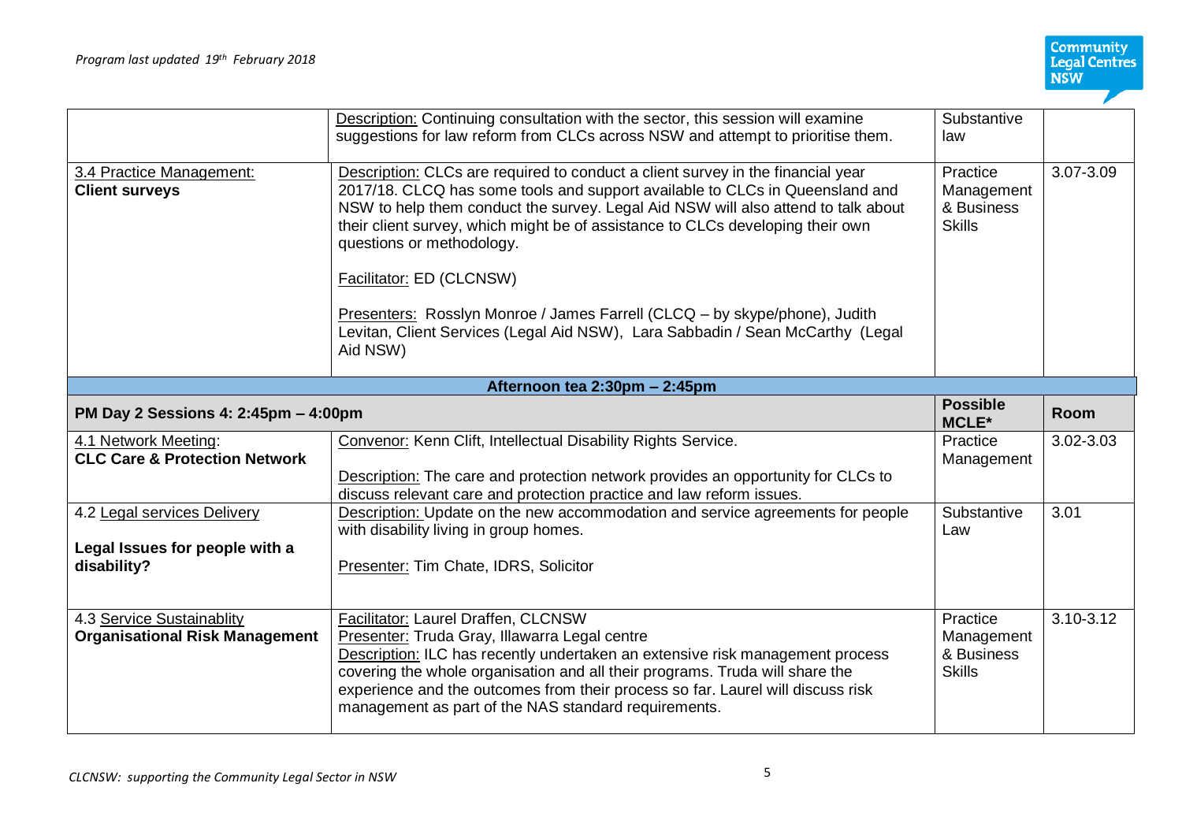| | | | |
|---|---|---|---|
| | Description: Continuing consultation with the sector, this session will examine suggestions for law reform from CLCs across NSW and attempt to prioritise them. | Substantive law | |
| 3.4 Practice Management: **Client surveys** | Description: CLCs are required to conduct a client survey in the financial year 2017/18. CLCQ has some tools and support available to CLCs in Queensland and NSW to help them conduct the survey. Legal Aid NSW will also attend to talk about their client survey, which might be of assistance to CLCs developing their own questions or methodology.<br><br>Facilitator: ED (CLCNSW)<br><br>Presenters: Rosslyn Monroe / James Farrell (CLCQ – by skype/phone), Judith Levitan, Client Services (Legal Aid NSW), Lara Sabbadin / Sean McCarthy (Legal Aid NSW) | Practice Management & Business Skills | 3.07-3.09 |
| **Afternoon tea 2:30pm – 2:45pm** | | | |
| **PM Day 2 Sessions 4: 2:45pm – 4:00pm** | | **Possible MCLE*** | **Room** |
| 4.1 Network Meeting: **CLC Care & Protection Network** | Convenor: Kenn Clift, Intellectual Disability Rights Service.<br><br>Description: The care and protection network provides an opportunity for CLCs to discuss relevant care and protection practice and law reform issues. | Practice Management | 3.02-3.03 |
| 4.2 Legal services Delivery<br><br>**Legal Issues for people with a disability?** | Description: Update on the new accommodation and service agreements for people with disability living in group homes.<br><br>Presenter: Tim Chate, IDRS, Solicitor | Substantive Law | 3.01 |
| 4.3 Service Sustainablity **Organisational Risk Management** | Facilitator: Laurel Draffen, CLCNSW<br>Presenter: Truda Gray, Illawarra Legal centre<br>Description: ILC has recently undertaken an extensive risk management process covering the whole organisation and all their programs. Truda will share the experience and the outcomes from their process so far. Laurel will discuss risk management as part of the NAS standard requirements. | Practice Management & Business Skills | 3.10-3.12 |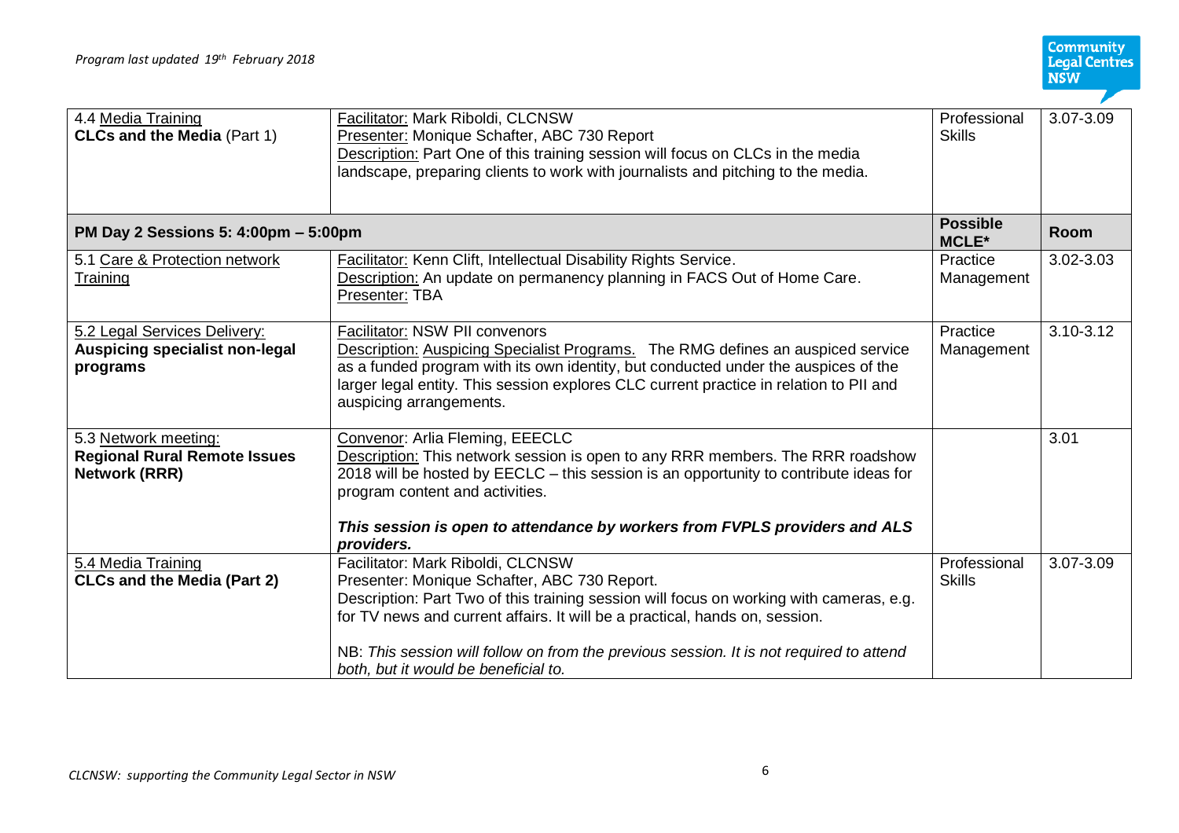| 4.4 Media Training<br>**CLCs and the Media** (Part 1) | Facilitator: Mark Riboldi, CLCNSW<br>Presenter: Monique Schafter, ABC 730 Report<br>Description: Part One of this training session will focus on CLCs in the media landscape, preparing clients to work with journalists and pitching to the media. | Professional Skills | 3.07-3.09 |
|---|---|---|---|
| **PM Day 2 Sessions 5: 4:00pm – 5:00pm** | | **Possible MCLE*** | **Room** |
| 5.1 Care & Protection network Training | Facilitator: Kenn Clift, Intellectual Disability Rights Service.<br>Description: An update on permanency planning in FACS Out of Home Care.<br>Presenter: TBA | Practice Management | 3.02-3.03 |
| 5.2 Legal Services Delivery:<br>**Auspicing specialist non-legal programs** | Facilitator: NSW PII convenors<br>Description: Auspicing Specialist Programs. The RMG defines an auspiced service as a funded program with its own identity, but conducted under the auspices of the larger legal entity. This session explores CLC current practice in relation to PII and auspicing arrangements. | Practice Management | 3.10-3.12 |
| 5.3 Network meeting:<br>**Regional Rural Remote Issues Network (RRR)** | Convenor: Arlia Fleming, EEECLC<br>Description: This network session is open to any RRR members. The RRR roadshow 2018 will be hosted by EEECLC – this session is an opportunity to contribute ideas for program content and activities.<br><br>***This session is open to attendance by workers from FVPLS providers and ALS providers.*** | | 3.01 |
| 5.4 Media Training<br>**CLCs and the Media (Part 2)** | Facilitator: Mark Riboldi, CLCNSW<br>Presenter: Monique Schafter, ABC 730 Report.<br>Description: Part Two of this training session will focus on working with cameras, e.g. for TV news and current affairs. It will be a practical, hands on, session.<br><br>NB: *This session will follow on from the previous session. It is not required to attend both, but it would be beneficial to.* | Professional Skills | 3.07-3.09 |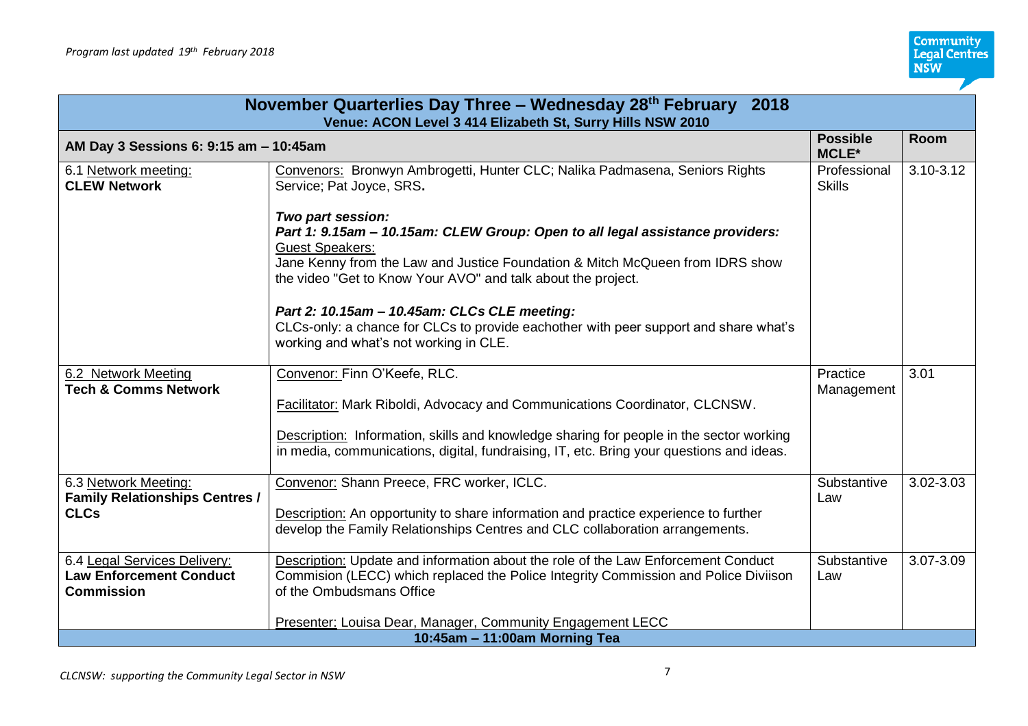*Program last updated 19th February 2018*

| November Quarterlies Day Three – Wednesday 28th February 2018<br>Venue: ACON Level 3 414 Elizabeth St, Surry Hills NSW 2010 | | | |
|---|---|---|---|
| **AM Day 3 Sessions 6: 9:15 am – 10:45am** | | **Possible MCLE*** | **Room** |
| 6.1 Network meeting:<br>**CLEW Network** | Convenors: Bronwyn Ambrogetti, Hunter CLC; Nalika Padmasena, Seniors Rights Service; Pat Joyce, SRS.<br><br>***Two part session:***<br>***Part 1: 9.15am – 10.15am: CLEW Group: Open to all legal assistance providers:***<br>Guest Speakers:<br>Jane Kenny from the Law and Justice Foundation & Mitch McQueen from IDRS show the video "Get to Know Your AVO" and talk about the project.<br><br>***Part 2: 10.15am – 10.45am: CLCs CLE meeting:***<br>CLCs-only: a chance for CLCs to provide eachother with peer support and share what's working and what's not working in CLE. | Professional Skills | 3.10-3.12 |
| 6.2 Network Meeting<br>**Tech & Comms Network** | Convenor: Finn O'Keefe, RLC.<br><br>Facilitator: Mark Riboldi, Advocacy and Communications Coordinator, CLCNSW.<br><br>Description: Information, skills and knowledge sharing for people in the sector working in media, communications, digital, fundraising, IT, etc. Bring your questions and ideas. | Practice Management | 3.01 |
| 6.3 Network Meeting:<br>**Family Relationships Centres / CLCs** | Convenor: Shann Preece, FRC worker, ICLC.<br><br>Description: An opportunity to share information and practice experience to further develop the Family Relationships Centres and CLC collaboration arrangements. | Substantive Law | 3.02-3.03 |
| 6.4 Legal Services Delivery:<br>**Law Enforcement Conduct Commission** | Description: Update and information about the role of the Law Enforcement Conduct Commision (LECC) which replaced the Police Integrity Commission and Police Diviison of the Ombudsmans Office<br><br>Presenter: Louisa Dear, Manager, Community Engagement LECC | Substantive Law | 3.07-3.09 |
| **10:45am – 11:00am Morning Tea** | | | |

*CLCNSW: supporting the Community Legal Sector in NSW*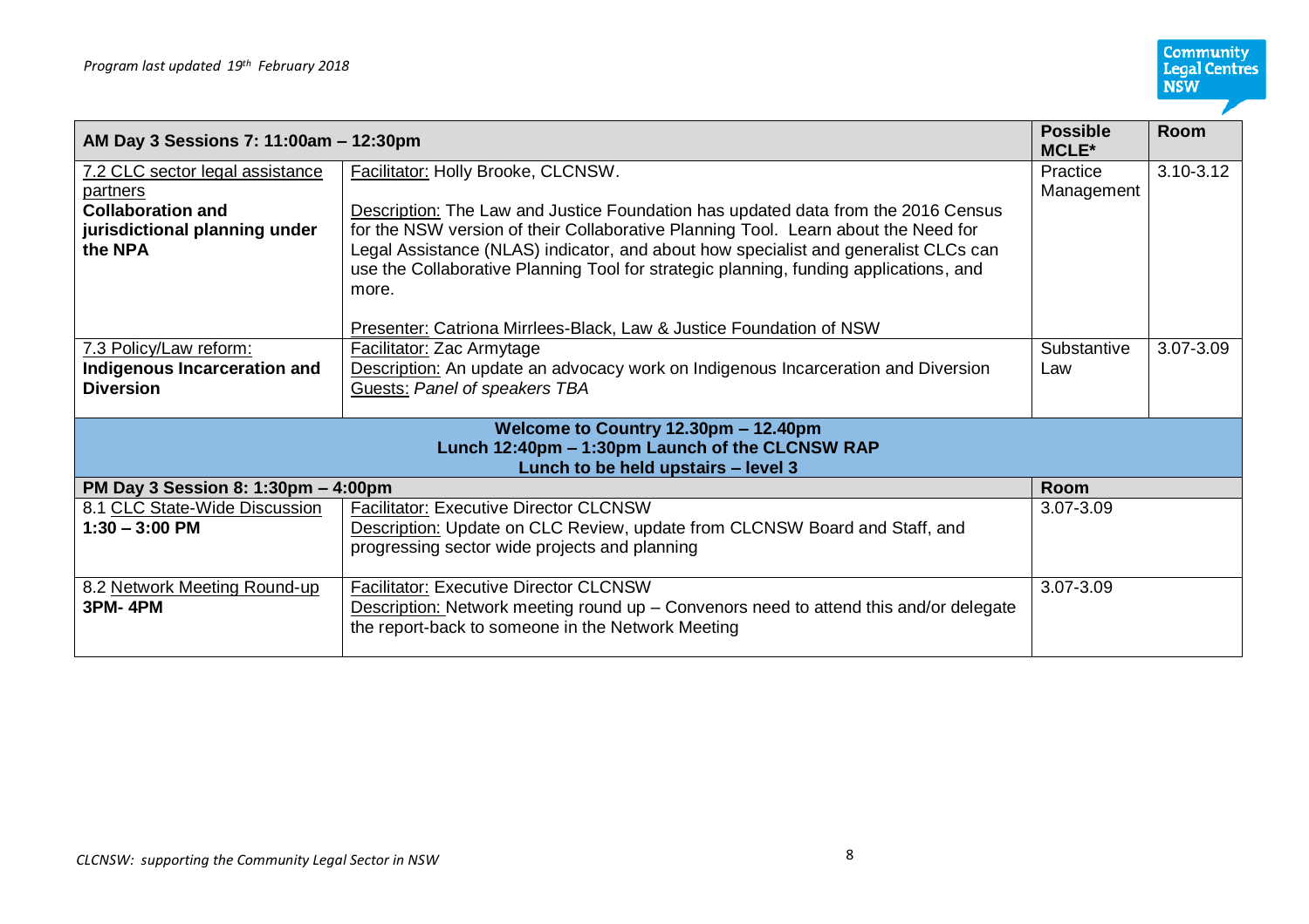| AM Day 3 Sessions 7: 11:00am – 12:30pm | | Possible MCLE* | Room |
|---|---|---|---|
| 7.2 CLC sector legal assistance partners **Collaboration and jurisdictional planning under the NPA** | Facilitator: Holly Brooke, CLCNSW.<br><br>Description: The Law and Justice Foundation has updated data from the 2016 Census for the NSW version of their Collaborative Planning Tool. Learn about the Need for Legal Assistance (NLAS) indicator, and about how specialist and generalist CLCs can use the Collaborative Planning Tool for strategic planning, funding applications, and more.<br><br>Presenter: Catriona Mirrlees-Black, Law & Justice Foundation of NSW | Practice Management | 3.10-3.12 |
| 7.3 Policy/Law reform: **Indigenous Incarceration and Diversion** | Facilitator: Zac Armytage<br>Description: An update an advocacy work on Indigenous Incarceration and Diversion<br>Guests: *Panel of speakers TBA* | Substantive Law | 3.07-3.09 |
| **Welcome to Country 12.30pm – 12.40pm**<br>**Lunch 12:40pm – 1:30pm Launch of the CLCNSW RAP**<br>**Lunch to be held upstairs – level 3** | | | |
| **PM Day 3 Session 8: 1:30pm – 4:00pm** | | **Room** | |
| 8.1 CLC State-Wide Discussion **1:30 – 3:00 PM** | Facilitator: Executive Director CLCNSW<br>Description: Update on CLC Review, update from CLCNSW Board and Staff, and progressing sector wide projects and planning | 3.07-3.09 | |
| 8.2 Network Meeting Round-up **3PM- 4PM** | Facilitator: Executive Director CLCNSW<br>Description: Network meeting round up – Convenors need to attend this and/or delegate the report-back to someone in the Network Meeting | 3.07-3.09 | |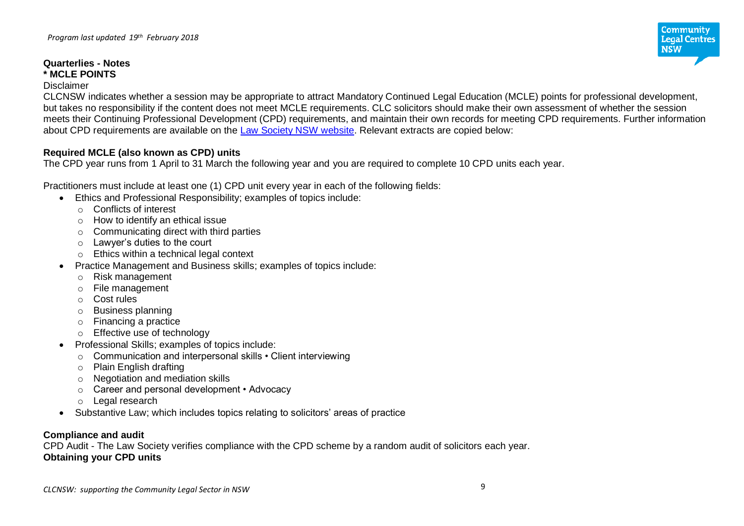**Quarterlies - Notes**
**\* MCLE POINTS**

Disclaimer

CLCNSW indicates whether a session may be appropriate to attract Mandatory Continued Legal Education (MCLE) points for professional development, but takes no responsibility if the content does not meet MCLE requirements. CLC solicitors should make their own assessment of whether the session meets their Continuing Professional Development (CPD) requirements, and maintain their own records for meeting CPD requirements. Further information about CPD requirements are available on the [Law Society NSW website](). Relevant extracts are copied below:

**Required MCLE (also known as CPD) units**

The CPD year runs from 1 April to 31 March the following year and you are required to complete 10 CPD units each year.

Practitioners must include at least one (1) CPD unit every year in each of the following fields:

- Ethics and Professional Responsibility; examples of topics include:
  - Conflicts of interest
  - How to identify an ethical issue
  - Communicating direct with third parties
  - Lawyer's duties to the court
  - Ethics within a technical legal context
- Practice Management and Business skills; examples of topics include:
  - Risk management
  - File management
  - Cost rules
  - Business planning
  - Financing a practice
  - Effective use of technology
- Professional Skills; examples of topics include:
  - Communication and interpersonal skills • Client interviewing
  - Plain English drafting
  - Negotiation and mediation skills
  - Career and personal development • Advocacy
  - Legal research
- Substantive Law; which includes topics relating to solicitors' areas of practice

**Compliance and audit**

CPD Audit - The Law Society verifies compliance with the CPD scheme by a random audit of solicitors each year.

**Obtaining your CPD units**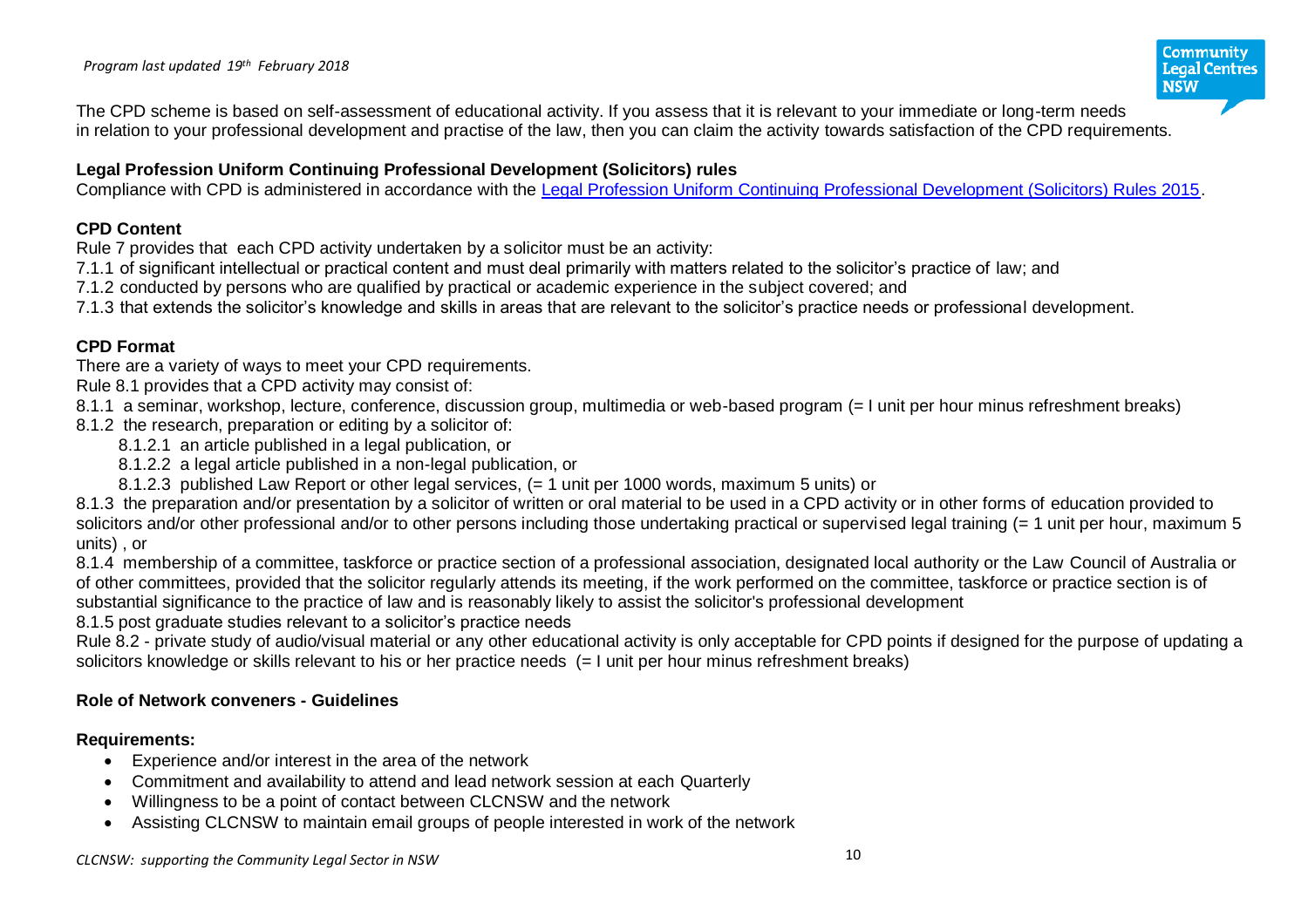The CPD scheme is based on self-assessment of educational activity. If you assess that it is relevant to your immediate or long-term needs in relation to your professional development and practise of the law, then you can claim the activity towards satisfaction of the CPD requirements.

**Legal Profession Uniform Continuing Professional Development (Solicitors) rules**

Compliance with CPD is administered in accordance with the Legal Profession Uniform Continuing Professional Development (Solicitors) Rules 2015.

**CPD Content**

Rule 7 provides that each CPD activity undertaken by a solicitor must be an activity:

7.1.1 of significant intellectual or practical content and must deal primarily with matters related to the solicitor's practice of law; and

7.1.2 conducted by persons who are qualified by practical or academic experience in the subject covered; and

7.1.3 that extends the solicitor's knowledge and skills in areas that are relevant to the solicitor's practice needs or professional development.

**CPD Format**

There are a variety of ways to meet your CPD requirements.

Rule 8.1 provides that a CPD activity may consist of:

8.1.1 a seminar, workshop, lecture, conference, discussion group, multimedia or web-based program (= I unit per hour minus refreshment breaks)

8.1.2 the research, preparation or editing by a solicitor of:

- 8.1.2.1 an article published in a legal publication, or
- 8.1.2.2 a legal article published in a non-legal publication, or
- 8.1.2.3 published Law Report or other legal services, (= 1 unit per 1000 words, maximum 5 units) or

8.1.3 the preparation and/or presentation by a solicitor of written or oral material to be used in a CPD activity or in other forms of education provided to solicitors and/or other professional and/or to other persons including those undertaking practical or supervised legal training (= 1 unit per hour, maximum 5 units) , or

8.1.4 membership of a committee, taskforce or practice section of a professional association, designated local authority or the Law Council of Australia or of other committees, provided that the solicitor regularly attends its meeting, if the work performed on the committee, taskforce or practice section is of substantial significance to the practice of law and is reasonably likely to assist the solicitor's professional development

8.1.5 post graduate studies relevant to a solicitor's practice needs

Rule 8.2 - private study of audio/visual material or any other educational activity is only acceptable for CPD points if designed for the purpose of updating a solicitors knowledge or skills relevant to his or her practice needs (= I unit per hour minus refreshment breaks)

**Role of Network conveners - Guidelines**

**Requirements:**

- Experience and/or interest in the area of the network
- Commitment and availability to attend and lead network session at each Quarterly
- Willingness to be a point of contact between CLCNSW and the network
- Assisting CLCNSW to maintain email groups of people interested in work of the network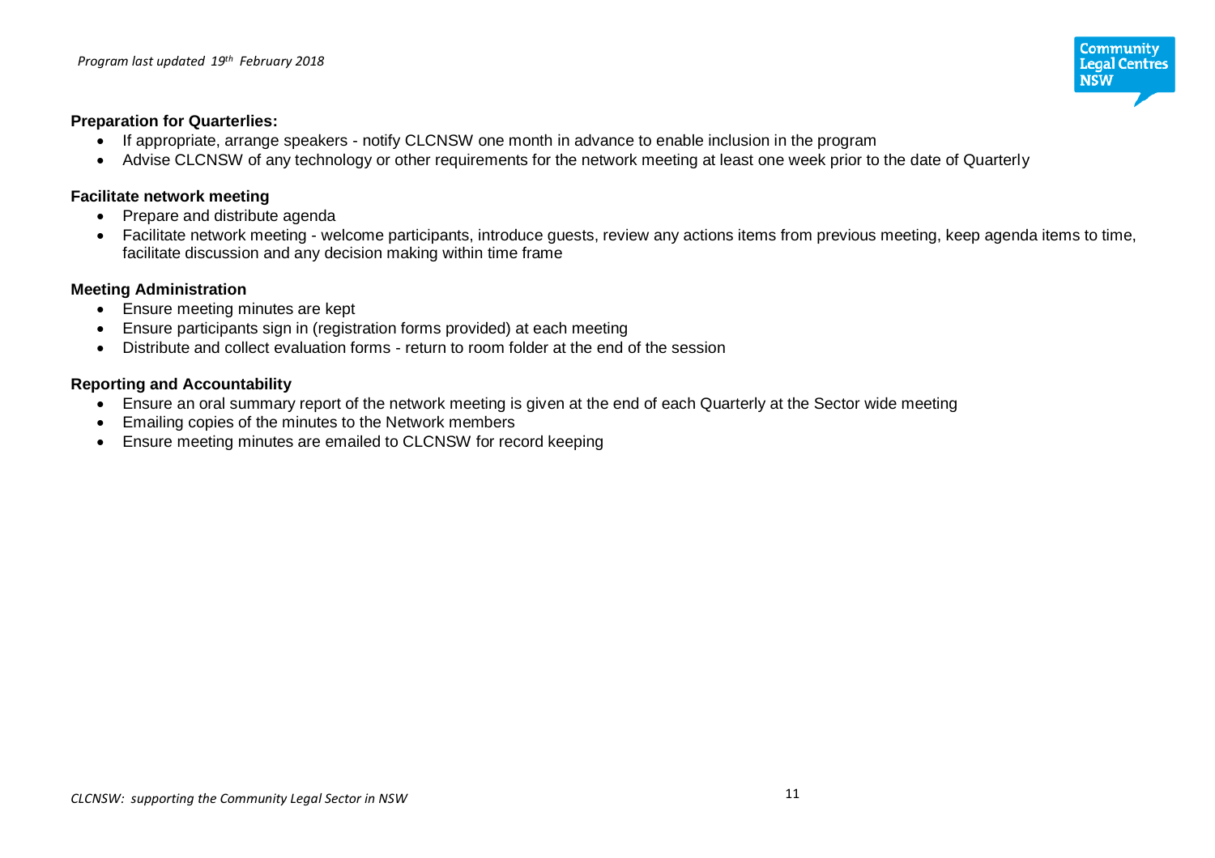**Preparation for Quarterlies:**

- If appropriate, arrange speakers - notify CLCNSW one month in advance to enable inclusion in the program
- Advise CLCNSW of any technology or other requirements for the network meeting at least one week prior to the date of Quarterly

**Facilitate network meeting**

- Prepare and distribute agenda
- Facilitate network meeting - welcome participants, introduce guests, review any actions items from previous meeting, keep agenda items to time, facilitate discussion and any decision making within time frame

**Meeting Administration**

- Ensure meeting minutes are kept
- Ensure participants sign in (registration forms provided) at each meeting
- Distribute and collect evaluation forms - return to room folder at the end of the session

**Reporting and Accountability**

- Ensure an oral summary report of the network meeting is given at the end of each Quarterly at the Sector wide meeting
- Emailing copies of the minutes to the Network members
- Ensure meeting minutes are emailed to CLCNSW for record keeping